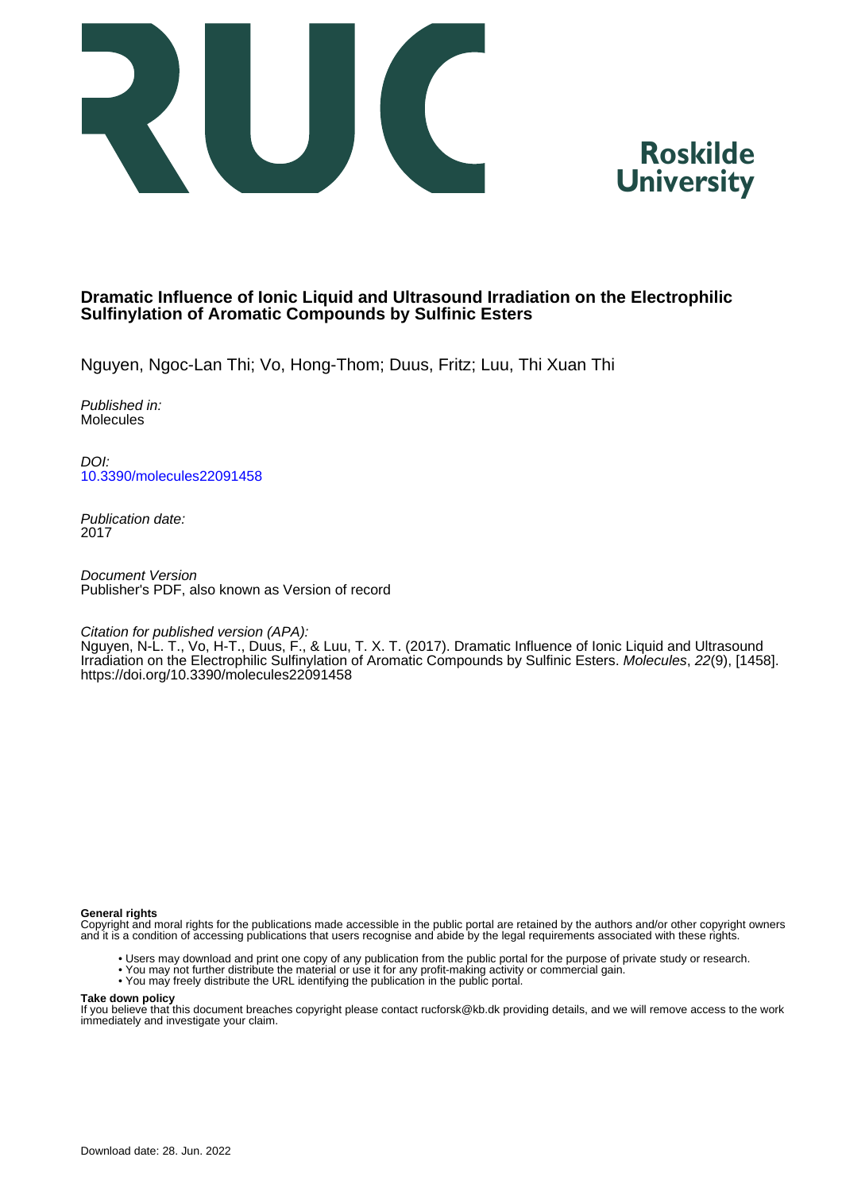Roskilde University

# Dramatic Influence of Ionic Liquid and Ultrasound Irradiation on the Electrophilic Sulfinylation of Aromatic Compounds by Sulfinic Esters

Nguyen, Ngoc-Lan Thi; Vo, Hong-Thom; Duus, Fritz; Luu, Thi Xuan Thi

*Published in:*
Molecules

*DOI:*
[10.3390/molecules22091458](https://doi.org/10.3390/molecules22091458)

*Publication date:*
2017

*Document Version*
Publisher's PDF, also known as Version of record

*Citation for published version (APA):*
Nguyen, N-L. T., Vo, H-T., Duus, F., & Luu, T. X. T. (2017). Dramatic Influence of Ionic Liquid and Ultrasound Irradiation on the Electrophilic Sulfinylation of Aromatic Compounds by Sulfinic Esters. *Molecules*, *22*(9), [1458]. https://doi.org/10.3390/molecules22091458

**General rights**
Copyright and moral rights for the publications made accessible in the public portal are retained by the authors and/or other copyright owners and it is a condition of accessing publications that users recognise and abide by the legal requirements associated with these rights.

- Users may download and print one copy of any publication from the public portal for the purpose of private study or research.
- You may not further distribute the material or use it for any profit-making activity or commercial gain.
- You may freely distribute the URL identifying the publication in the public portal.

**Take down policy**
If you believe that this document breaches copyright please contact rucforsk@kb.dk providing details, and we will remove access to the work immediately and investigate your claim.

Download date: 28. Jun. 2022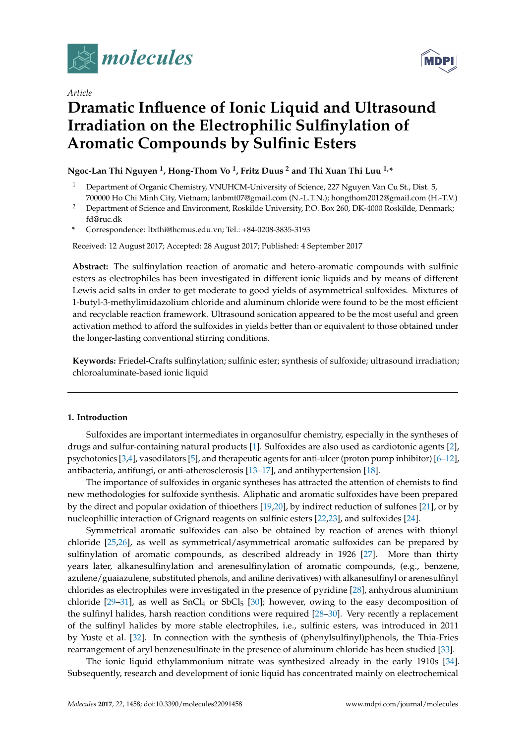Article

# Dramatic Influence of Ionic Liquid and Ultrasound Irradiation on the Electrophilic Sulfinylation of Aromatic Compounds by Sulfinic Esters

**Ngoc-Lan Thi Nguyen [1], Hong-Thom Vo [1], Fritz Duus [2] and Thi Xuan Thi Luu [1,*]**

[1] Department of Organic Chemistry, VNUHCM-University of Science, 227 Nguyen Van Cu St., Dist. 5, 700000 Ho Chi Minh City, Vietnam; lanbmt07@gmail.com (N.-L.T.N.); hongthom2012@gmail.com (H.-T.V.)

[2] Department of Science and Environment, Roskilde University, P.O. Box 260, DK-4000 Roskilde, Denmark; fd@ruc.dk

\* Correspondence: ltxthi@hcmus.edu.vn; Tel.: +84-0208-3835-3193

Received: 12 August 2017; Accepted: 28 August 2017; Published: 4 September 2017

**Abstract:** The sulfinylation reaction of aromatic and hetero-aromatic compounds with sulfinic esters as electrophiles has been investigated in different ionic liquids and by means of different Lewis acid salts in order to get moderate to good yields of asymmetrical sulfoxides. Mixtures of 1-butyl-3-methylimidazolium chloride and aluminum chloride were found to be the most efficient and recyclable reaction framework. Ultrasound sonication appeared to be the most useful and green activation method to afford the sulfoxides in yields better than or equivalent to those obtained under the longer-lasting conventional stirring conditions.

**Keywords:** Friedel-Crafts sulfinylation; sulfinic ester; synthesis of sulfoxide; ultrasound irradiation; chloroaluminate-based ionic liquid

## 1. Introduction

Sulfoxides are important intermediates in organosulfur chemistry, especially in the syntheses of drugs and sulfur-containing natural products [1]. Sulfoxides are also used as cardiotonic agents [2], psychotonics [3,4], vasodilators [5], and therapeutic agents for anti-ulcer (proton pump inhibitor) [6–12], antibacteria, antifungi, or anti-atherosclerosis [13–17], and antihypertension [18].

The importance of sulfoxides in organic syntheses has attracted the attention of chemists to find new methodologies for sulfoxide synthesis. Aliphatic and aromatic sulfoxides have been prepared by the direct and popular oxidation of thioethers [19,20], by indirect reduction of sulfones [21], or by nucleophillic interaction of Grignard reagents on sulfinic esters [22,23], and sulfoxides [24].

Symmetrical aromatic sulfoxides can also be obtained by reaction of arenes with thionyl chloride [25,26], as well as symmetrical/asymmetrical aromatic sulfoxides can be prepared by sulfinylation of aromatic compounds, as described aldready in 1926 [27]. More than thirty years later, alkanesulfinylation and arenesulfinylation of aromatic compounds, (e.g., benzene, azulene/guaiazulene, substituted phenols, and aniline derivatives) with alkanesulfinyl or arenesulfinyl chlorides as electrophiles were investigated in the presence of pyridine [28], anhydrous aluminium chloride [29–31], as well as $SnCl_4$ or $SbCl_5$ [30]; however, owing to the easy decomposition of the sulfinyl halides, harsh reaction conditions were required [28–30]. Very recently a replacement of the sulfinyl halides by more stable electrophiles, i.e., sulfinic esters, was introduced in 2011 by Yuste et al. [32]. In connection with the synthesis of (phenylsulfinyl)phenols, the Thia-Fries rearrangement of aryl benzenesulfinate in the presence of aluminum chloride has been studied [33].

The ionic liquid ethylammonium nitrate was synthesized already in the early 1910s [34]. Subsequently, research and development of ionic liquid has concentrated mainly on electrochemical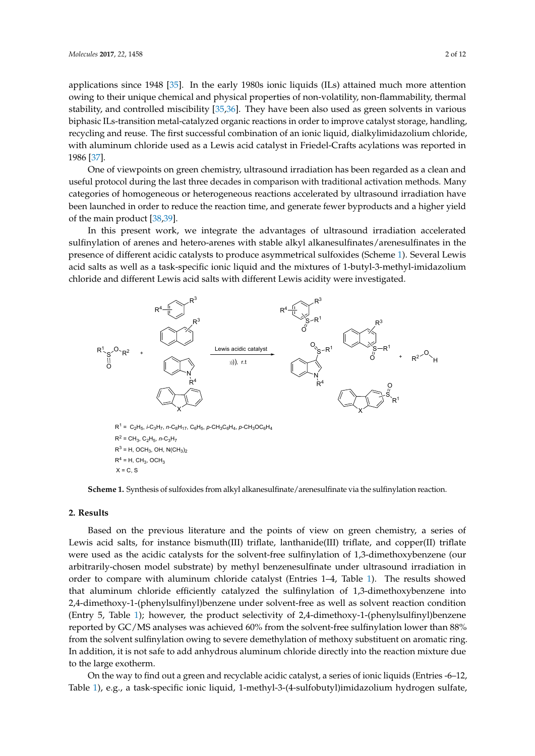applications since 1948 [35]. In the early 1980s ionic liquids (ILs) attained much more attention owing to their unique chemical and physical properties of non-volatility, non-flammability, thermal stability, and controlled miscibility [35,36]. They have been also used as green solvents in various biphasic ILs-transition metal-catalyzed organic reactions in order to improve catalyst storage, handling, recycling and reuse. The first successful combination of an ionic liquid, dialkylimidazolium chloride, with aluminum chloride used as a Lewis acid catalyst in Friedel-Crafts acylations was reported in 1986 [37].

One of viewpoints on green chemistry, ultrasound irradiation has been regarded as a clean and useful protocol during the last three decades in comparison with traditional activation methods. Many categories of homogeneous or heterogeneous reactions accelerated by ultrasound irradiation have been launched in order to reduce the reaction time, and generate fewer byproducts and a higher yield of the main product [38,39].

In this present work, we integrate the advantages of ultrasound irradiation accelerated sulfinylation of arenes and hetero-arenes with stable alkyl alkanesulfinates/arenesulfinates in the presence of different acidic catalysts to produce asymmetrical sulfoxides (Scheme 1). Several Lewis acid salts as well as a task-specific ionic liquid and the mixtures of 1-butyl-3-methyl-imidazolium chloride and different Lewis acid salts with different Lewis acidity were investigated.

Lewis acidic catalyst

))), r.t

$R^1$ = $C_2H_5$, *i*-$C_3H_7$, *n*-$C_8H_{17}$, $C_6H_5$, *p*-$CH_3C_6H_4$, *p*-$CH_3OC_6H_4$

$R^2$ = $CH_3$, $C_2H_5$, *n*-$C_3H_7$

$R^3$ = H, $OCH_3$, OH, $N(CH_3)_2$

$R^4$ = H, $CH_3$, $OCH_3$

X = C, S

**Scheme 1.** Synthesis of sulfoxides from alkyl alkanesulfinate/arenesulfinate via the sulfinylation reaction.

## 2. Results

Based on the previous literature and the points of view on green chemistry, a series of Lewis acid salts, for instance bismuth(III) triflate, lanthanide(III) triflate, and copper(II) triflate were used as the acidic catalysts for the solvent-free sulfinylation of 1,3-dimethoxybenzene (our arbitrarily-chosen model substrate) by methyl benzenesulfinate under ultrasound irradiation in order to compare with aluminum chloride catalyst (Entries 1–4, Table 1). The results showed that aluminum chloride efficiently catalyzed the sulfinylation of 1,3-dimethoxybenzene into 2,4-dimethoxy-1-(phenylsulfinyl)benzene under solvent-free as well as solvent reaction condition (Entry 5, Table 1); however, the product selectivity of 2,4-dimethoxy-1-(phenylsulfinyl)benzene reported by GC/MS analyses was achieved 60% from the solvent-free sulfinylation lower than 88% from the solvent sulfinylation owing to severe demethylation of methoxy substituent on aromatic ring. In addition, it is not safe to add anhydrous aluminum chloride directly into the reaction mixture due to the large exotherm.

On the way to find out a green and recyclable acidic catalyst, a series of ionic liquids (Entries -6–12, Table 1), e.g., a task-specific ionic liquid, 1-methyl-3-(4-sulfobutyl)imidazolium hydrogen sulfate,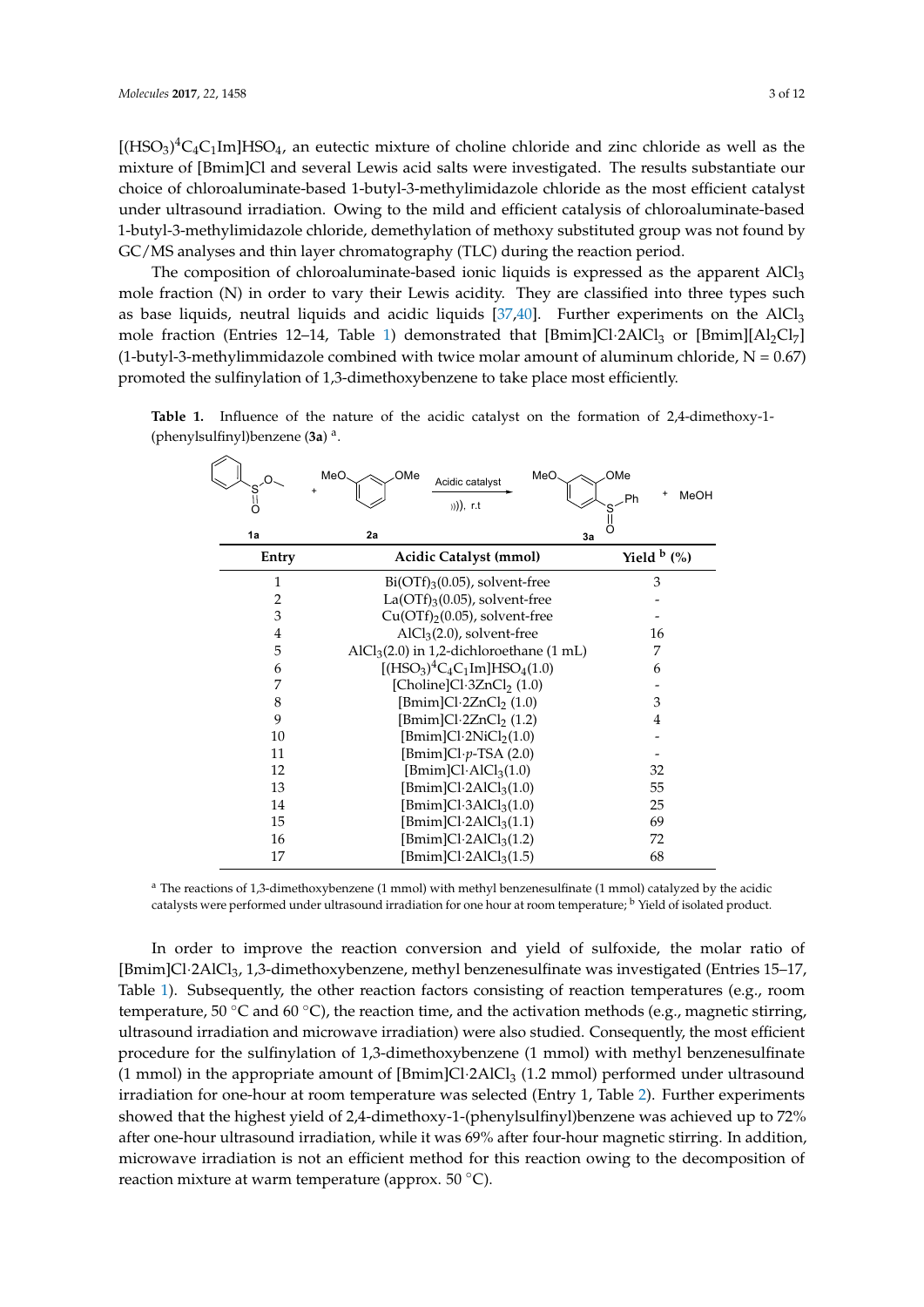$[(HSO_3)^4C_4C_1Im]HSO_4$, an eutectic mixture of choline chloride and zinc chloride as well as the mixture of [Bmim]Cl and several Lewis acid salts were investigated. The results substantiate our choice of chloroaluminate-based 1-butyl-3-methylimidazole chloride as the most efficient catalyst under ultrasound irradiation. Owing to the mild and efficient catalysis of chloroaluminate-based 1-butyl-3-methylimidazole chloride, demethylation of methoxy substituted group was not found by GC/MS analyses and thin layer chromatography (TLC) during the reaction period.

The composition of chloroaluminate-based ionic liquids is expressed as the apparent $AlCl_3$ mole fraction (N) in order to vary their Lewis acidity. They are classified into three types such as base liquids, neutral liquids and acidic liquids [37,40]. Further experiments on the $AlCl_3$ mole fraction (Entries 12–14, Table 1) demonstrated that $[Bmim]Cl{\cdot}2AlCl_3$ or $[Bmim][Al_2Cl_7]$ (1-butyl-3-methylimmidazole combined with twice molar amount of aluminum chloride, N = 0.67) promoted the sulfinylation of 1,3-dimethoxybenzene to take place most efficiently.

**Table 1.** Influence of the nature of the acidic catalyst on the formation of 2,4-dimethoxy-1-(phenylsulfinyl)benzene (**3a**) [a].

1a + 2a —(Acidic catalyst, ))), r.t)→ 3a + MeOH

| Entry | Acidic Catalyst (mmol) | Yield [b] (%) |
|---|---|---|
| 1 | $Bi(OTf)_3$(0.05), solvent-free | 3 |
| 2 | $La(OTf)_3$(0.05), solvent-free | - |
| 3 | $Cu(OTf)_2$(0.05), solvent-free | - |
| 4 | $AlCl_3$(2.0), solvent-free | 16 |
| 5 | $AlCl_3$(2.0) in 1,2-dichloroethane (1 mL) | 7 |
| 6 | $[(HSO_3)^4C_4C_1Im]HSO_4$(1.0) | 6 |
| 7 | $[Choline]Cl{\cdot}3ZnCl_2$ (1.0) | - |
| 8 | $[Bmim]Cl{\cdot}2ZnCl_2$ (1.0) | 3 |
| 9 | $[Bmim]Cl{\cdot}2ZnCl_2$ (1.2) | 4 |
| 10 | $[Bmim]Cl{\cdot}2NiCl_2$(1.0) | - |
| 11 | [Bmim]Cl·*p*-TSA (2.0) | - |
| 12 | $[Bmim]Cl{\cdot}AlCl_3$(1.0) | 32 |
| 13 | $[Bmim]Cl{\cdot}2AlCl_3$(1.0) | 55 |
| 14 | $[Bmim]Cl{\cdot}3AlCl_3$(1.0) | 25 |
| 15 | $[Bmim]Cl{\cdot}2AlCl_3$(1.1) | 69 |
| 16 | $[Bmim]Cl{\cdot}2AlCl_3$(1.2) | 72 |
| 17 | $[Bmim]Cl{\cdot}2AlCl_3$(1.5) | 68 |

[a] The reactions of 1,3-dimethoxybenzene (1 mmol) with methyl benzenesulfinate (1 mmol) catalyzed by the acidic catalysts were performed under ultrasound irradiation for one hour at room temperature; [b] Yield of isolated product.

In order to improve the reaction conversion and yield of sulfoxide, the molar ratio of $[Bmim]Cl{\cdot}2AlCl_3$, 1,3-dimethoxybenzene, methyl benzenesulfinate was investigated (Entries 15–17, Table 1). Subsequently, the other reaction factors consisting of reaction temperatures (e.g., room temperature, 50 °C and 60 °C), the reaction time, and the activation methods (e.g., magnetic stirring, ultrasound irradiation and microwave irradiation) were also studied. Consequently, the most efficient procedure for the sulfinylation of 1,3-dimethoxybenzene (1 mmol) with methyl benzenesulfinate (1 mmol) in the appropriate amount of $[Bmim]Cl{\cdot}2AlCl_3$ (1.2 mmol) performed under ultrasound irradiation for one-hour at room temperature was selected (Entry 1, Table 2). Further experiments showed that the highest yield of 2,4-dimethoxy-1-(phenylsulfinyl)benzene was achieved up to 72% after one-hour ultrasound irradiation, while it was 69% after four-hour magnetic stirring. In addition, microwave irradiation is not an efficient method for this reaction owing to the decomposition of reaction mixture at warm temperature (approx. 50 °C).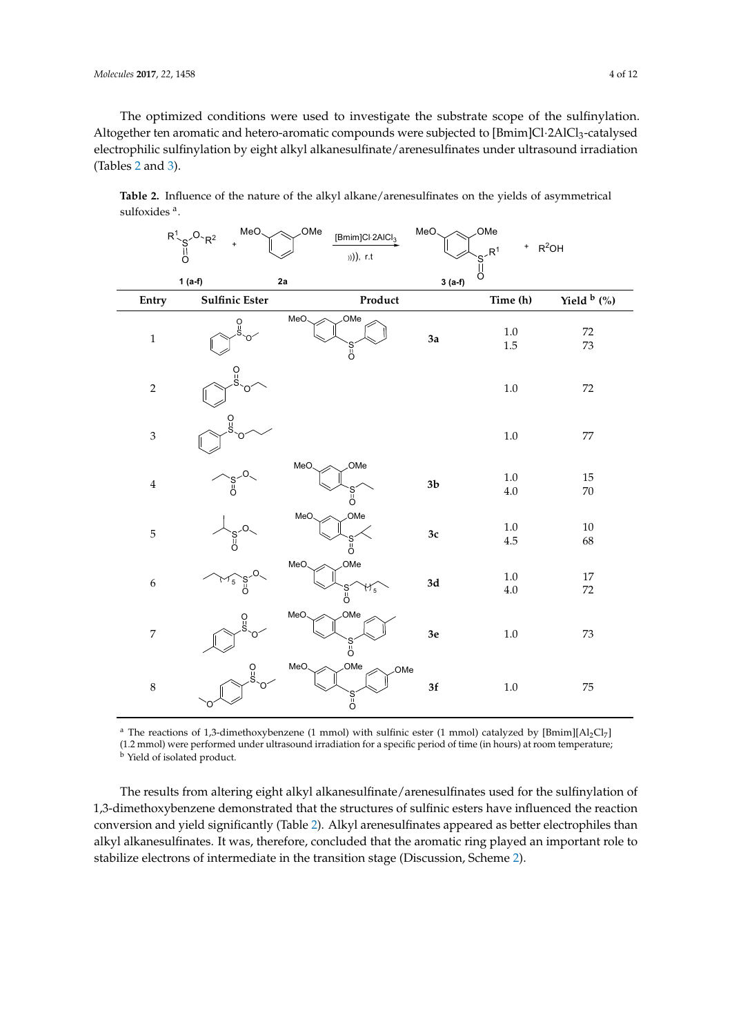The optimized conditions were used to investigate the substrate scope of the sulfinylation. Altogether ten aromatic and hetero-aromatic compounds were subjected to [Bmim]Cl·2AlCl$_3$-catalysed electrophilic sulfinylation by eight alkyl alkanesulfinate/arenesulfinates under ultrasound irradiation (Tables 2 and 3).

**Table 2.** Influence of the nature of the alkyl alkane/arenesulfinates on the yields of asymmetrical sulfoxides [a].

| Entry | Sulfinic Ester | Product | | Time (h) | Yield [b] (%) |
|---|---|---|---|---|---|
| 1 | | | 3a | 1.0<br>1.5 | 72<br>73 |
| 2 | | | | 1.0 | 72 |
| 3 | | | | 1.0 | 77 |
| 4 | | | 3b | 1.0<br>4.0 | 15<br>70 |
| 5 | | | 3c | 1.0<br>4.5 | 10<br>68 |
| 6 | | | 3d | 1.0<br>4.0 | 17<br>72 |
| 7 | | | 3e | 1.0 | 73 |
| 8 | | | 3f | 1.0 | 75 |

[a] The reactions of 1,3-dimethoxybenzene (1 mmol) with sulfinic ester (1 mmol) catalyzed by [Bmim][Al$_2$Cl$_7$] (1.2 mmol) were performed under ultrasound irradiation for a specific period of time (in hours) at room temperature; [b] Yield of isolated product.

The results from altering eight alkyl alkanesulfinate/arenesulfinates used for the sulfinylation of 1,3-dimethoxybenzene demonstrated that the structures of sulfinic esters have influenced the reaction conversion and yield significantly (Table 2). Alkyl arenesulfinates appeared as better electrophiles than alkyl alkanesulfinates. It was, therefore, concluded that the aromatic ring played an important role to stabilize electrons of intermediate in the transition stage (Discussion, Scheme 2).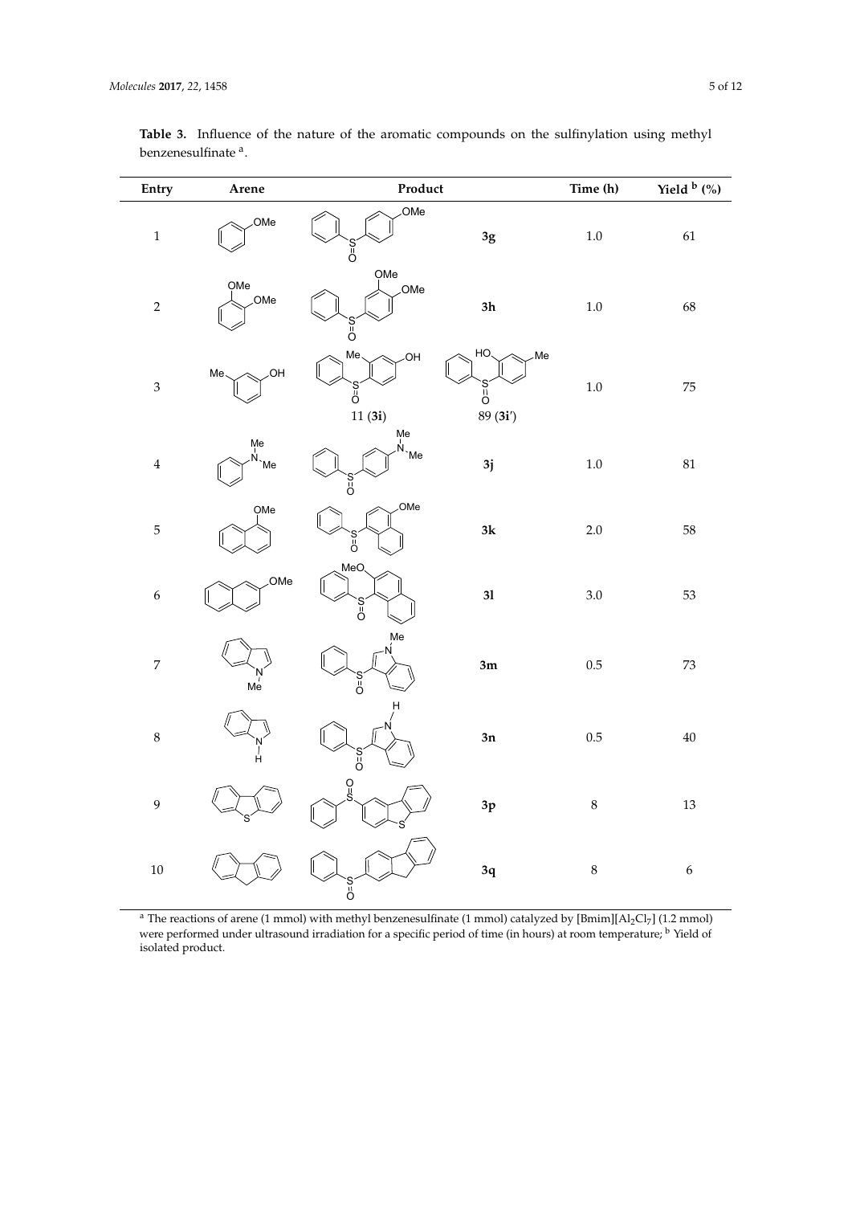**Table 3.** Influence of the nature of the aromatic compounds on the sulfinylation using methyl benzenesulfinate [a].

| Entry | Arene | Product | | Time (h) | Yield [b] (%) |
|---|---|---|---|---|---|
| 1 | | | **3g** | 1.0 | 61 |
| 2 | | | **3h** | 1.0 | 68 |
| 3 | | 11 (**3i**) | 89 (**3i′**) | 1.0 | 75 |
| 4 | | | **3j** | 1.0 | 81 |
| 5 | | | **3k** | 2.0 | 58 |
| 6 | | | **3l** | 3.0 | 53 |
| 7 | | | **3m** | 0.5 | 73 |
| 8 | | | **3n** | 0.5 | 40 |
| 9 | | | **3p** | 8 | 13 |
| 10 | | | **3q** | 8 | 6 |

[a] The reactions of arene (1 mmol) with methyl benzenesulfinate (1 mmol) catalyzed by [Bmim][$Al_2Cl_7$] (1.2 mmol) were performed under ultrasound irradiation for a specific period of time (in hours) at room temperature; [b] Yield of isolated product.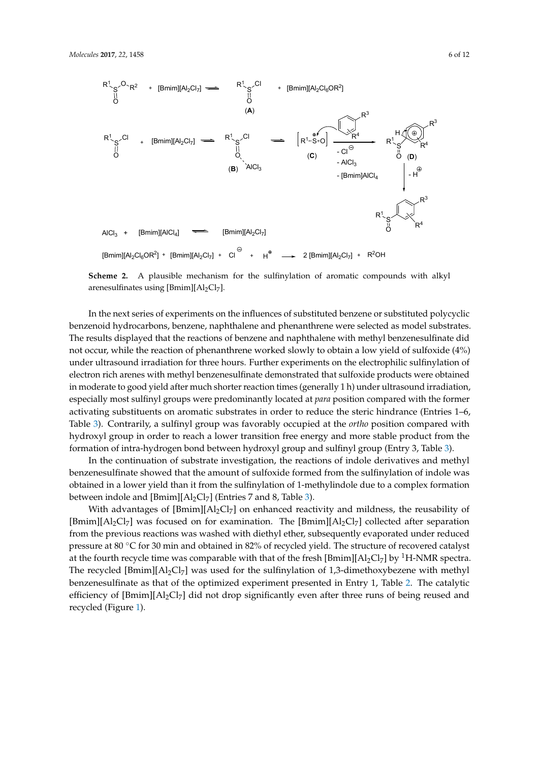**Scheme 2.** A plausible mechanism for the sulfinylation of aromatic compounds with alkyl arenesulfinates using [Bmim][$Al_2Cl_7$].

In the next series of experiments on the influences of substituted benzene or substituted polycyclic benzenoid hydrocarbons, benzene, naphthalene and phenanthrene were selected as model substrates. The results displayed that the reactions of benzene and naphthalene with methyl benzenesulfinate did not occur, while the reaction of phenanthrene worked slowly to obtain a low yield of sulfoxide (4%) under ultrasound irradiation for three hours. Further experiments on the electrophilic sulfinylation of electron rich arenes with methyl benzenesulfinate demonstrated that sulfoxide products were obtained in moderate to good yield after much shorter reaction times (generally 1 h) under ultrasound irradiation, especially most sulfinyl groups were predominantly located at *para* position compared with the former activating substituents on aromatic substrates in order to reduce the steric hindrance (Entries 1–6, Table 3). Contrarily, a sulfinyl group was favorably occupied at the *ortho* position compared with hydroxyl group in order to reach a lower transition free energy and more stable product from the formation of intra-hydrogen bond between hydroxyl group and sulfinyl group (Entry 3, Table 3).

In the continuation of substrate investigation, the reactions of indole derivatives and methyl benzenesulfinate showed that the amount of sulfoxide formed from the sulfinylation of indole was obtained in a lower yield than it from the sulfinylation of 1-methylindole due to a complex formation between indole and [Bmim][$Al_2Cl_7$] (Entries 7 and 8, Table 3).

With advantages of [Bmim][$Al_2Cl_7$] on enhanced reactivity and mildness, the reusability of [Bmim][$Al_2Cl_7$] was focused on for examination. The [Bmim][$Al_2Cl_7$] collected after separation from the previous reactions was washed with diethyl ether, subsequently evaporated under reduced pressure at 80 °C for 30 min and obtained in 82% of recycled yield. The structure of recovered catalyst at the fourth recycle time was comparable with that of the fresh [Bmim][$Al_2Cl_7$] by $^1$H-NMR spectra. The recycled [Bmim][$Al_2Cl_7$] was used for the sulfinylation of 1,3-dimethoxybezene with methyl benzenesulfinate as that of the optimized experiment presented in Entry 1, Table 2. The catalytic efficiency of [Bmim][$Al_2Cl_7$] did not drop significantly even after three runs of being reused and recycled (Figure 1).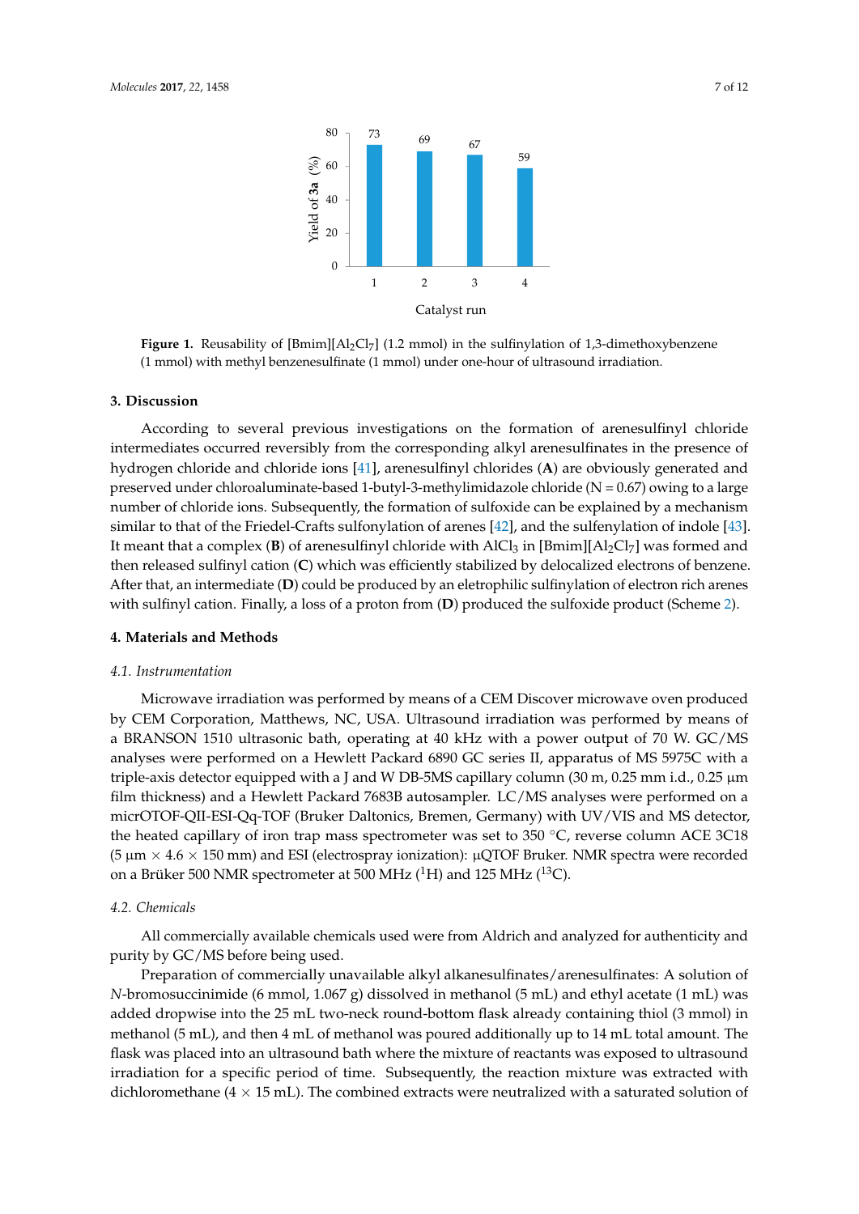80
73
69
67
59
60
40
20
0
Yield of **3a** (%)
1
2
3
4
Catalyst run

**Figure 1.** Reusability of [Bmim][$Al_2Cl_7$] (1.2 mmol) in the sulfinylation of 1,3-dimethoxybenzene (1 mmol) with methyl benzenesulfinate (1 mmol) under one-hour of ultrasound irradiation.

## 3. Discussion

According to several previous investigations on the formation of arenesulfinyl chloride intermediates occurred reversibly from the corresponding alkyl arenesulfinates in the presence of hydrogen chloride and chloride ions [41], arenesulfinyl chlorides (**A**) are obviously generated and preserved under chloroaluminate-based 1-butyl-3-methylimidazole chloride (N = 0.67) owing to a large number of chloride ions. Subsequently, the formation of sulfoxide can be explained by a mechanism similar to that of the Friedel-Crafts sulfonylation of arenes [42], and the sulfenylation of indole [43]. It meant that a complex (**B**) of arenesulfinyl chloride with $AlCl_3$ in [Bmim][$Al_2Cl_7$] was formed and then released sulfinyl cation (**C**) which was efficiently stabilized by delocalized electrons of benzene. After that, an intermediate (**D**) could be produced by an eletrophilic sulfinylation of electron rich arenes with sulfinyl cation. Finally, a loss of a proton from (**D**) produced the sulfoxide product (Scheme 2).

## 4. Materials and Methods

### *4.1. Instrumentation*

Microwave irradiation was performed by means of a CEM Discover microwave oven produced by CEM Corporation, Matthews, NC, USA. Ultrasound irradiation was performed by means of a BRANSON 1510 ultrasonic bath, operating at 40 kHz with a power output of 70 W. GC/MS analyses were performed on a Hewlett Packard 6890 GC series II, apparatus of MS 5975C with a triple-axis detector equipped with a J and W DB-5MS capillary column (30 m, 0.25 mm i.d., 0.25 µm film thickness) and a Hewlett Packard 7683B autosampler. LC/MS analyses were performed on a micrOTOF-QII-ESI-Qq-TOF (Bruker Daltonics, Bremen, Germany) with UV/VIS and MS detector, the heated capillary of iron trap mass spectrometer was set to 350 °C, reverse column ACE 3C18 (5 µm × 4.6 × 150 mm) and ESI (electrospray ionization): µQTOF Bruker. NMR spectra were recorded on a Brüker 500 NMR spectrometer at 500 MHz ($^1$H) and 125 MHz ($^{13}$C).

### *4.2. Chemicals*

All commercially available chemicals used were from Aldrich and analyzed for authenticity and purity by GC/MS before being used.

Preparation of commercially unavailable alkyl alkanesulfinates/arenesulfinates: A solution of *N*-bromosuccinimide (6 mmol, 1.067 g) dissolved in methanol (5 mL) and ethyl acetate (1 mL) was added dropwise into the 25 mL two-neck round-bottom flask already containing thiol (3 mmol) in methanol (5 mL), and then 4 mL of methanol was poured additionally up to 14 mL total amount. The flask was placed into an ultrasound bath where the mixture of reactants was exposed to ultrasound irradiation for a specific period of time. Subsequently, the reaction mixture was extracted with dichloromethane (4 × 15 mL). The combined extracts were neutralized with a saturated solution of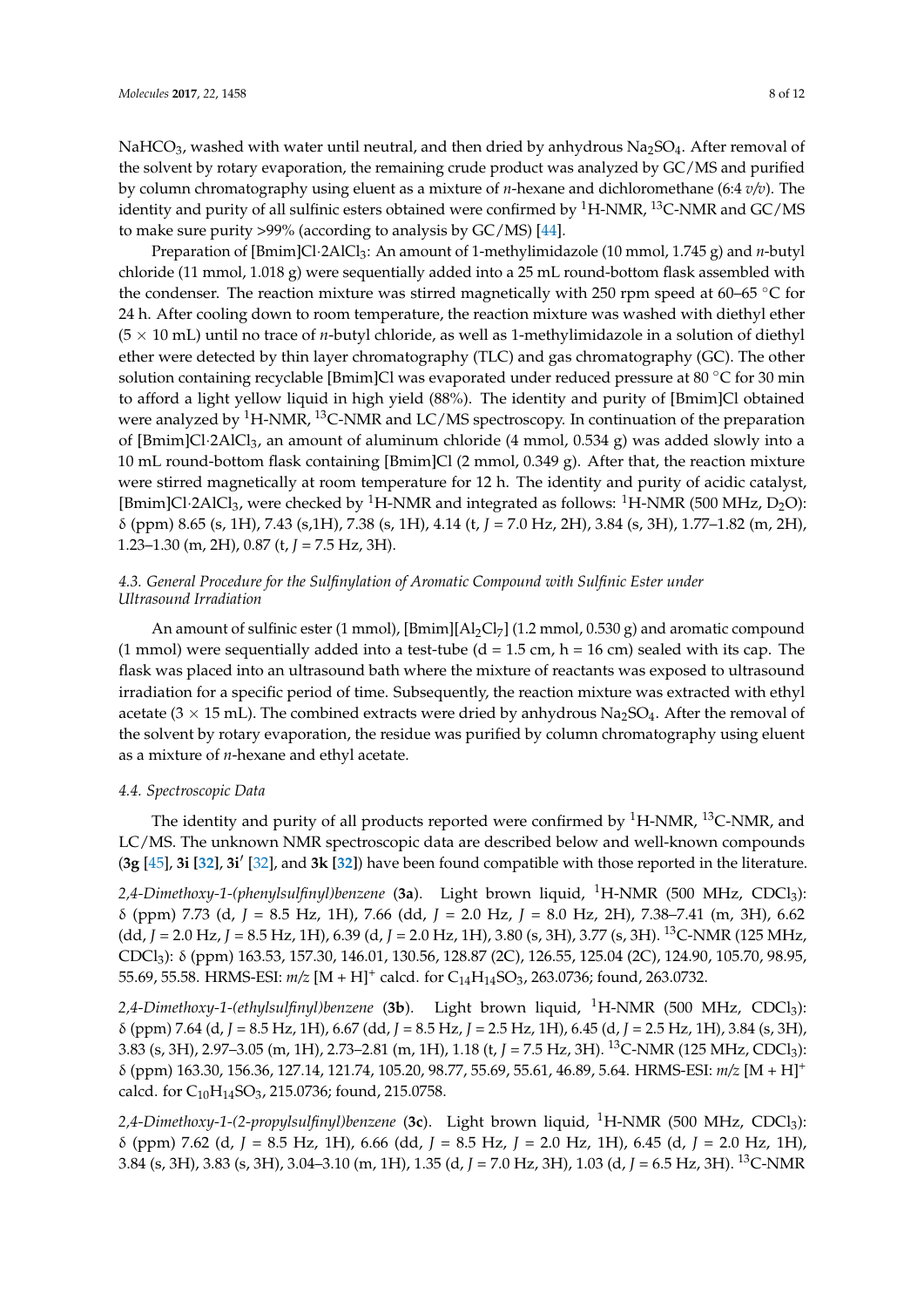$NaHCO_3$, washed with water until neutral, and then dried by anhydrous $Na_2SO_4$. After removal of the solvent by rotary evaporation, the remaining crude product was analyzed by GC/MS and purified by column chromatography using eluent as a mixture of *n*-hexane and dichloromethane (6:4 *v*/*v*). The identity and purity of all sulfinic esters obtained were confirmed by $^1$H-NMR, $^{13}$C-NMR and GC/MS to make sure purity >99% (according to analysis by GC/MS) [44].

Preparation of [Bmim]Cl·2$AlCl_3$: An amount of 1-methylimidazole (10 mmol, 1.745 g) and *n*-butyl chloride (11 mmol, 1.018 g) were sequentially added into a 25 mL round-bottom flask assembled with the condenser. The reaction mixture was stirred magnetically with 250 rpm speed at 60–65 °C for 24 h. After cooling down to room temperature, the reaction mixture was washed with diethyl ether (5 × 10 mL) until no trace of *n*-butyl chloride, as well as 1-methylimidazole in a solution of diethyl ether were detected by thin layer chromatography (TLC) and gas chromatography (GC). The other solution containing recyclable [Bmim]Cl was evaporated under reduced pressure at 80 °C for 30 min to afford a light yellow liquid in high yield (88%). The identity and purity of [Bmim]Cl obtained were analyzed by $^1$H-NMR, $^{13}$C-NMR and LC/MS spectroscopy. In continuation of the preparation of [Bmim]Cl·2$AlCl_3$, an amount of aluminum chloride (4 mmol, 0.534 g) was added slowly into a 10 mL round-bottom flask containing [Bmim]Cl (2 mmol, 0.349 g). After that, the reaction mixture were stirred magnetically at room temperature for 12 h. The identity and purity of acidic catalyst, [Bmim]Cl·2$AlCl_3$, were checked by $^1$H-NMR and integrated as follows: $^1$H-NMR (500 MHz, $D_2O$): δ (ppm) 8.65 (s, 1H), 7.43 (s,1H), 7.38 (s, 1H), 4.14 (t, *J* = 7.0 Hz, 2H), 3.84 (s, 3H), 1.77–1.82 (m, 2H), 1.23–1.30 (m, 2H), 0.87 (t, *J* = 7.5 Hz, 3H).

### 4.3. General Procedure for the Sulfinylation of Aromatic Compound with Sulfinic Ester under Ultrasound Irradiation

An amount of sulfinic ester (1 mmol), [Bmim][$Al_2Cl_7$] (1.2 mmol, 0.530 g) and aromatic compound (1 mmol) were sequentially added into a test-tube (d = 1.5 cm, h = 16 cm) sealed with its cap. The flask was placed into an ultrasound bath where the mixture of reactants was exposed to ultrasound irradiation for a specific period of time. Subsequently, the reaction mixture was extracted with ethyl acetate (3 × 15 mL). The combined extracts were dried by anhydrous $Na_2SO_4$. After the removal of the solvent by rotary evaporation, the residue was purified by column chromatography using eluent as a mixture of *n*-hexane and ethyl acetate.

### 4.4. Spectroscopic Data

The identity and purity of all products reported were confirmed by $^1$H-NMR, $^{13}$C-NMR, and LC/MS. The unknown NMR spectroscopic data are described below and well-known compounds (**3g** [45], **3i** [32], **3i′** [32], and **3k** [32]) have been found compatible with those reported in the literature.

*2,4-Dimethoxy-1-(phenylsulfinyl)benzene* (**3a**). Light brown liquid, $^1$H-NMR (500 MHz, $CDCl_3$): δ (ppm) 7.73 (d, *J* = 8.5 Hz, 1H), 7.66 (dd, *J* = 2.0 Hz, *J* = 8.0 Hz, 2H), 7.38–7.41 (m, 3H), 6.62 (dd, *J* = 2.0 Hz, *J* = 8.5 Hz, 1H), 6.39 (d, *J* = 2.0 Hz, 1H), 3.80 (s, 3H), 3.77 (s, 3H). $^{13}$C-NMR (125 MHz, $CDCl_3$): δ (ppm) 163.53, 157.30, 146.01, 130.56, 128.87 (2C), 126.55, 125.04 (2C), 124.90, 105.70, 98.95, 55.69, 55.58. HRMS-ESI: *m/z* $[M + H]^+$ calcd. for $C_{14}H_{14}SO_3$, 263.0736; found, 263.0732.

*2,4-Dimethoxy-1-(ethylsulfinyl)benzene* (**3b**). Light brown liquid, $^1$H-NMR (500 MHz, $CDCl_3$): δ (ppm) 7.64 (d, *J* = 8.5 Hz, 1H), 6.67 (dd, *J* = 8.5 Hz, *J* = 2.5 Hz, 1H), 6.45 (d, *J* = 2.5 Hz, 1H), 3.84 (s, 3H), 3.83 (s, 3H), 2.97–3.05 (m, 1H), 2.73–2.81 (m, 1H), 1.18 (t, *J* = 7.5 Hz, 3H). $^{13}$C-NMR (125 MHz, $CDCl_3$): δ (ppm) 163.30, 156.36, 127.14, 121.74, 105.20, 98.77, 55.69, 55.61, 46.89, 5.64. HRMS-ESI: *m/z* $[M + H]^+$ calcd. for $C_{10}H_{14}SO_3$, 215.0736; found, 215.0758.

*2,4-Dimethoxy-1-(2-propylsulfinyl)benzene* (**3c**). Light brown liquid, $^1$H-NMR (500 MHz, $CDCl_3$): δ (ppm) 7.62 (d, *J* = 8.5 Hz, 1H), 6.66 (dd, *J* = 8.5 Hz, *J* = 2.0 Hz, 1H), 6.45 (d, *J* = 2.0 Hz, 1H), 3.84 (s, 3H), 3.83 (s, 3H), 3.04–3.10 (m, 1H), 1.35 (d, *J* = 7.0 Hz, 3H), 1.03 (d, *J* = 6.5 Hz, 3H). $^{13}$C-NMR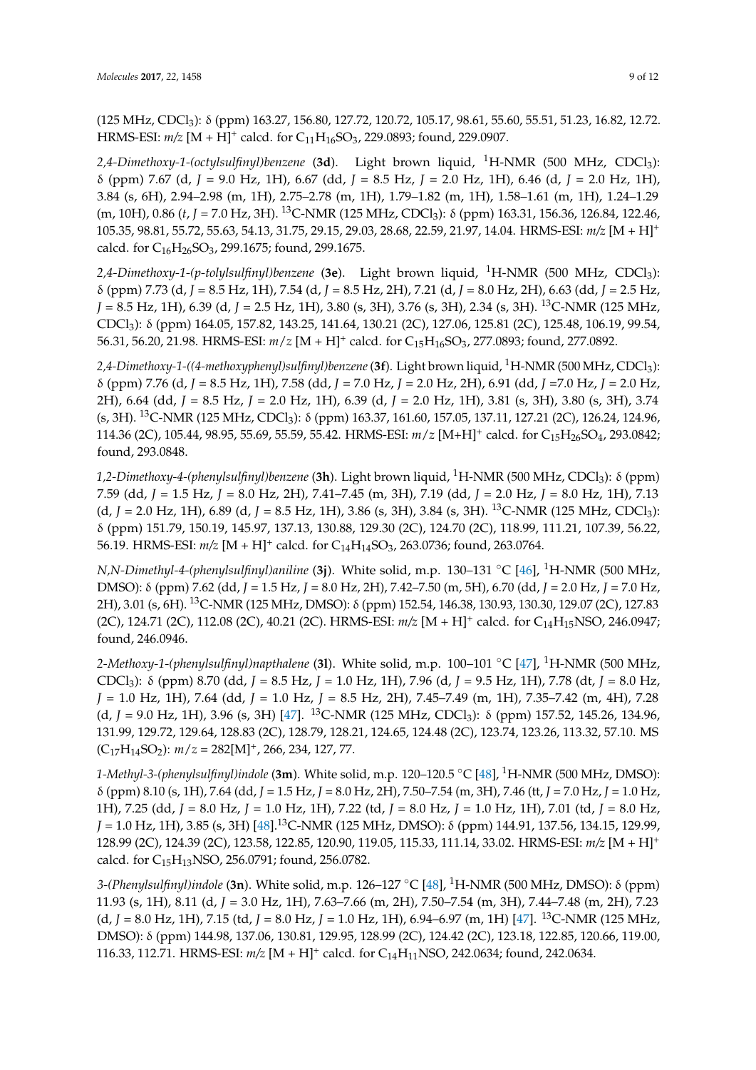(125 MHz, $CDCl_3$): δ (ppm) 163.27, 156.80, 127.72, 120.72, 105.17, 98.61, 55.60, 55.51, 51.23, 16.82, 12.72. HRMS-ESI: *m/z* $[M + H]^+$ calcd. for $C_{11}H_{16}SO_3$, 229.0893; found, 229.0907.

*2,4-Dimethoxy-1-(octylsulfinyl)benzene* (**3d**). Light brown liquid, $^1$H-NMR (500 MHz, $CDCl_3$): δ (ppm) 7.67 (d, *J* = 9.0 Hz, 1H), 6.67 (dd, *J* = 8.5 Hz, *J* = 2.0 Hz, 1H), 6.46 (d, *J* = 2.0 Hz, 1H), 3.84 (s, 6H), 2.94–2.98 (m, 1H), 2.75–2.78 (m, 1H), 1.79–1.82 (m, 1H), 1.58–1.61 (m, 1H), 1.24–1.29 (m, 10H), 0.86 (*t*, *J* = 7.0 Hz, 3H). $^{13}$C-NMR (125 MHz, $CDCl_3$): δ (ppm) 163.31, 156.36, 126.84, 122.46, 105.35, 98.81, 55.72, 55.63, 54.13, 31.75, 29.15, 29.03, 28.68, 22.59, 21.97, 14.04. HRMS-ESI: *m/z* $[M + H]^+$ calcd. for $C_{16}H_{26}SO_3$, 299.1675; found, 299.1675.

*2,4-Dimethoxy-1-(p-tolylsulfinyl)benzene* (**3e**). Light brown liquid, $^1$H-NMR (500 MHz, $CDCl_3$): δ (ppm) 7.73 (d, *J* = 8.5 Hz, 1H), 7.54 (d, *J* = 8.5 Hz, 2H), 7.21 (d, *J* = 8.0 Hz, 2H), 6.63 (dd, *J* = 2.5 Hz, *J* = 8.5 Hz, 1H), 6.39 (d, *J* = 2.5 Hz, 1H), 3.80 (s, 3H), 3.76 (s, 3H), 2.34 (s, 3H). $^{13}$C-NMR (125 MHz, $CDCl_3$): δ (ppm) 164.05, 157.82, 143.25, 141.64, 130.21 (2C), 127.06, 125.81 (2C), 125.48, 106.19, 99.54, 56.31, 56.20, 21.98. HRMS-ESI: *m/z* $[M + H]^+$ calcd. for $C_{15}H_{16}SO_3$, 277.0893; found, 277.0892.

*2,4-Dimethoxy-1-((4-methoxyphenyl)sulfinyl)benzene* (**3f**). Light brown liquid, $^1$H-NMR (500 MHz, $CDCl_3$): δ (ppm) 7.76 (d, *J* = 8.5 Hz, 1H), 7.58 (dd, *J* = 7.0 Hz, *J* = 2.0 Hz, 2H), 6.91 (dd, *J* =7.0 Hz, *J* = 2.0 Hz, 2H), 6.64 (dd, *J* = 8.5 Hz, *J* = 2.0 Hz, 1H), 6.39 (d, *J* = 2.0 Hz, 1H), 3.81 (s, 3H), 3.80 (s, 3H), 3.74 (s, 3H). $^{13}$C-NMR (125 MHz, $CDCl_3$): δ (ppm) 163.37, 161.60, 157.05, 137.11, 127.21 (2C), 126.24, 124.96, 114.36 (2C), 105.44, 98.95, 55.69, 55.59, 55.42. HRMS-ESI: *m/z* $[M+H]^+$ calcd. for $C_{15}H_{26}SO_4$, 293.0842; found, 293.0848.

*1,2-Dimethoxy-4-(phenylsulfinyl)benzene* (**3h**). Light brown liquid, $^1$H-NMR (500 MHz, $CDCl_3$): δ (ppm) 7.59 (dd, *J* = 1.5 Hz, *J* = 8.0 Hz, 2H), 7.41–7.45 (m, 3H), 7.19 (dd, *J* = 2.0 Hz, *J* = 8.0 Hz, 1H), 7.13 (d, *J* = 2.0 Hz, 1H), 6.89 (d, *J* = 8.5 Hz, 1H), 3.86 (s, 3H), 3.84 (s, 3H). $^{13}$C-NMR (125 MHz, $CDCl_3$): δ (ppm) 151.79, 150.19, 145.97, 137.13, 130.88, 129.30 (2C), 124.70 (2C), 118.99, 111.21, 107.39, 56.22, 56.19. HRMS-ESI: *m/z* $[M + H]^+$ calcd. for $C_{14}H_{14}SO_3$, 263.0736; found, 263.0764.

*N,N-Dimethyl-4-(phenylsulfinyl)aniline* (**3j**). White solid, m.p. 130–131 °C [46], $^1$H-NMR (500 MHz, DMSO): δ (ppm) 7.62 (dd, *J* = 1.5 Hz, *J* = 8.0 Hz, 2H), 7.42–7.50 (m, 5H), 6.70 (dd, *J* = 2.0 Hz, *J* = 7.0 Hz, 2H), 3.01 (s, 6H). $^{13}$C-NMR (125 MHz, DMSO): δ (ppm) 152.54, 146.38, 130.93, 130.30, 129.07 (2C), 127.83 (2C), 124.71 (2C), 112.08 (2C), 40.21 (2C). HRMS-ESI: *m/z* $[M + H]^+$ calcd. for $C_{14}H_{15}NSO$, 246.0947; found, 246.0946.

*2-Methoxy-1-(phenylsulfinyl)napthalene* (**3l**). White solid, m.p. 100–101 °C [47], $^1$H-NMR (500 MHz, $CDCl_3$): δ (ppm) 8.70 (dd, *J* = 8.5 Hz, *J* = 1.0 Hz, 1H), 7.96 (d, *J* = 9.5 Hz, 1H), 7.78 (dt, *J* = 8.0 Hz, *J* = 1.0 Hz, 1H), 7.64 (dd, *J* = 1.0 Hz, *J* = 8.5 Hz, 2H), 7.45–7.49 (m, 1H), 7.35–7.42 (m, 4H), 7.28 (d, *J* = 9.0 Hz, 1H), 3.96 (s, 3H) [47]. $^{13}$C-NMR (125 MHz, $CDCl_3$): δ (ppm) 157.52, 145.26, 134.96, 131.99, 129.72, 129.64, 128.83 (2C), 128.79, 128.21, 124.65, 124.48 (2C), 123.74, 123.26, 113.32, 57.10. MS ($C_{17}H_{14}SO_2$): *m/z* = 282$[M]^+$, 266, 234, 127, 77.

*1-Methyl-3-(phenylsulfinyl)indole* (**3m**). White solid, m.p. 120–120.5 °C [48], $^1$H-NMR (500 MHz, DMSO): δ (ppm) 8.10 (s, 1H), 7.64 (dd, *J* = 1.5 Hz, *J* = 8.0 Hz, 2H), 7.50–7.54 (m, 3H), 7.46 (tt, *J* = 7.0 Hz, *J* = 1.0 Hz, 1H), 7.25 (dd, *J* = 8.0 Hz, *J* = 1.0 Hz, 1H), 7.22 (td, *J* = 8.0 Hz, *J* = 1.0 Hz, 1H), 7.01 (td, *J* = 8.0 Hz, *J* = 1.0 Hz, 1H), 3.85 (s, 3H) [48]. $^{13}$C-NMR (125 MHz, DMSO): δ (ppm) 144.91, 137.56, 134.15, 129.99, 128.99 (2C), 124.39 (2C), 123.58, 122.85, 120.90, 119.05, 115.33, 111.14, 33.02. HRMS-ESI: *m/z* $[M + H]^+$ calcd. for $C_{15}H_{13}NSO$, 256.0791; found, 256.0782.

*3-(Phenylsulfinyl)indole* (**3n**). White solid, m.p. 126–127 °C [48], $^1$H-NMR (500 MHz, DMSO): δ (ppm) 11.93 (s, 1H), 8.11 (d, *J* = 3.0 Hz, 1H), 7.63–7.66 (m, 2H), 7.50–7.54 (m, 3H), 7.44–7.48 (m, 2H), 7.23 (d, *J* = 8.0 Hz, 1H), 7.15 (td, *J* = 8.0 Hz, *J* = 1.0 Hz, 1H), 6.94–6.97 (m, 1H) [47]. $^{13}$C-NMR (125 MHz, DMSO): δ (ppm) 144.98, 137.06, 130.81, 129.95, 128.99 (2C), 124.42 (2C), 123.18, 122.85, 120.66, 119.00, 116.33, 112.71. HRMS-ESI: *m/z* $[M + H]^+$ calcd. for $C_{14}H_{11}NSO$, 242.0634; found, 242.0634.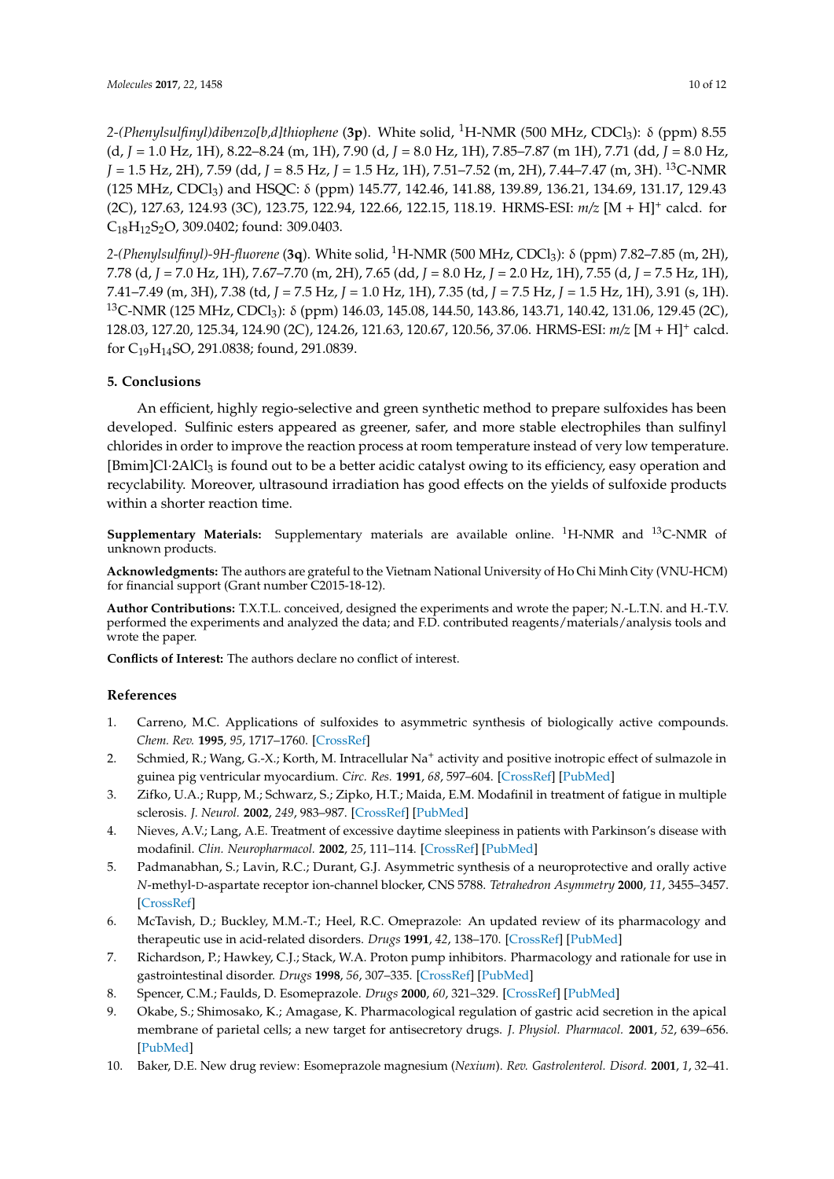*2-(Phenylsulfinyl)dibenzo[b,d]thiophene* (**3p**). White solid, $^{1}$H-NMR (500 MHz, $CDCl_3$): δ (ppm) 8.55 (d, $J$ = 1.0 Hz, 1H), 8.22–8.24 (m, 1H), 7.90 (d, $J$ = 8.0 Hz, 1H), 7.85–7.87 (m 1H), 7.71 (dd, $J$ = 8.0 Hz, $J$ = 1.5 Hz, 2H), 7.59 (dd, $J$ = 8.5 Hz, $J$ = 1.5 Hz, 1H), 7.51–7.52 (m, 2H), 7.44–7.47 (m, 3H). $^{13}$C-NMR (125 MHz, $CDCl_3$) and HSQC: δ (ppm) 145.77, 142.46, 141.88, 139.89, 136.21, 134.69, 131.17, 129.43 (2C), 127.63, 124.93 (3C), 123.75, 122.94, 122.66, 122.15, 118.19. HRMS-ESI: $m/z$ $[M + H]^+$ calcd. for $C_{18}H_{12}S_2O$, 309.0402; found: 309.0403.

*2-(Phenylsulfinyl)-9H-fluorene* (**3q**). White solid, $^{1}$H-NMR (500 MHz, $CDCl_3$): δ (ppm) 7.82–7.85 (m, 2H), 7.78 (d, $J$ = 7.0 Hz, 1H), 7.67–7.70 (m, 2H), 7.65 (dd, $J$ = 8.0 Hz, $J$ = 2.0 Hz, 1H), 7.55 (d, $J$ = 7.5 Hz, 1H), 7.41–7.49 (m, 3H), 7.38 (td, $J$ = 7.5 Hz, $J$ = 1.0 Hz, 1H), 7.35 (td, $J$ = 7.5 Hz, $J$ = 1.5 Hz, 1H), 3.91 (s, 1H). $^{13}$C-NMR (125 MHz, $CDCl_3$): δ (ppm) 146.03, 145.08, 144.50, 143.86, 143.71, 140.42, 131.06, 129.45 (2C), 128.03, 127.20, 125.34, 124.90 (2C), 124.26, 121.63, 120.67, 120.56, 37.06. HRMS-ESI: $m/z$ $[M + H]^+$ calcd. for $C_{19}H_{14}SO$, 291.0838; found, 291.0839.

## 5. Conclusions

An efficient, highly regio-selective and green synthetic method to prepare sulfoxides has been developed. Sulfinic esters appeared as greener, safer, and more stable electrophiles than sulfinyl chlorides in order to improve the reaction process at room temperature instead of very low temperature. [Bmim]Cl·2$AlCl_3$ is found out to be a better acidic catalyst owing to its efficiency, easy operation and recyclability. Moreover, ultrasound irradiation has good effects on the yields of sulfoxide products within a shorter reaction time.

**Supplementary Materials:** Supplementary materials are available online. $^{1}$H-NMR and $^{13}$C-NMR of unknown products.

**Acknowledgments:** The authors are grateful to the Vietnam National University of Ho Chi Minh City (VNU-HCM) for financial support (Grant number C2015-18-12).

**Author Contributions:** T.X.T.L. conceived, designed the experiments and wrote the paper; N.-L.T.N. and H.-T.V. performed the experiments and analyzed the data; and F.D. contributed reagents/materials/analysis tools and wrote the paper.

**Conflicts of Interest:** The authors declare no conflict of interest.

## References

1. Carreno, M.C. Applications of sulfoxides to asymmetric synthesis of biologically active compounds. *Chem. Rev.* **1995**, *95*, 1717–1760. [CrossRef]
2. Schmied, R.; Wang, G.-X.; Korth, M. Intracellular $Na^+$ activity and positive inotropic effect of sulmazole in guinea pig ventricular myocardium. *Circ. Res.* **1991**, *68*, 597–604. [CrossRef] [PubMed]
3. Zifko, U.A.; Rupp, M.; Schwarz, S.; Zipko, H.T.; Maida, E.M. Modafinil in treatment of fatigue in multiple sclerosis. *J. Neurol.* **2002**, *249*, 983–987. [CrossRef] [PubMed]
4. Nieves, A.V.; Lang, A.E. Treatment of excessive daytime sleepiness in patients with Parkinson's disease with modafinil. *Clin. Neuropharmacol.* **2002**, *25*, 111–114. [CrossRef] [PubMed]
5. Padmanabhan, S.; Lavin, R.C.; Durant, G.J. Asymmetric synthesis of a neuroprotective and orally active *N*-methyl-D-aspartate receptor ion-channel blocker, CNS 5788. *Tetrahedron Asymmetry* **2000**, *11*, 3455–3457. [CrossRef]
6. McTavish, D.; Buckley, M.M.-T.; Heel, R.C. Omeprazole: An updated review of its pharmacology and therapeutic use in acid-related disorders. *Drugs* **1991**, *42*, 138–170. [CrossRef] [PubMed]
7. Richardson, P.; Hawkey, C.J.; Stack, W.A. Proton pump inhibitors. Pharmacology and rationale for use in gastrointestinal disorder. *Drugs* **1998**, *56*, 307–335. [CrossRef] [PubMed]
8. Spencer, C.M.; Faulds, D. Esomeprazole. *Drugs* **2000**, *60*, 321–329. [CrossRef] [PubMed]
9. Okabe, S.; Shimosako, K.; Amagase, K. Pharmacological regulation of gastric acid secretion in the apical membrane of parietal cells; a new target for antisecretory drugs. *J. Physiol. Pharmacol.* **2001**, *52*, 639–656. [PubMed]
10. Baker, D.E. New drug review: Esomeprazole magnesium (*Nexium*). *Rev. Gastrolenterol. Disord.* **2001**, *1*, 32–41.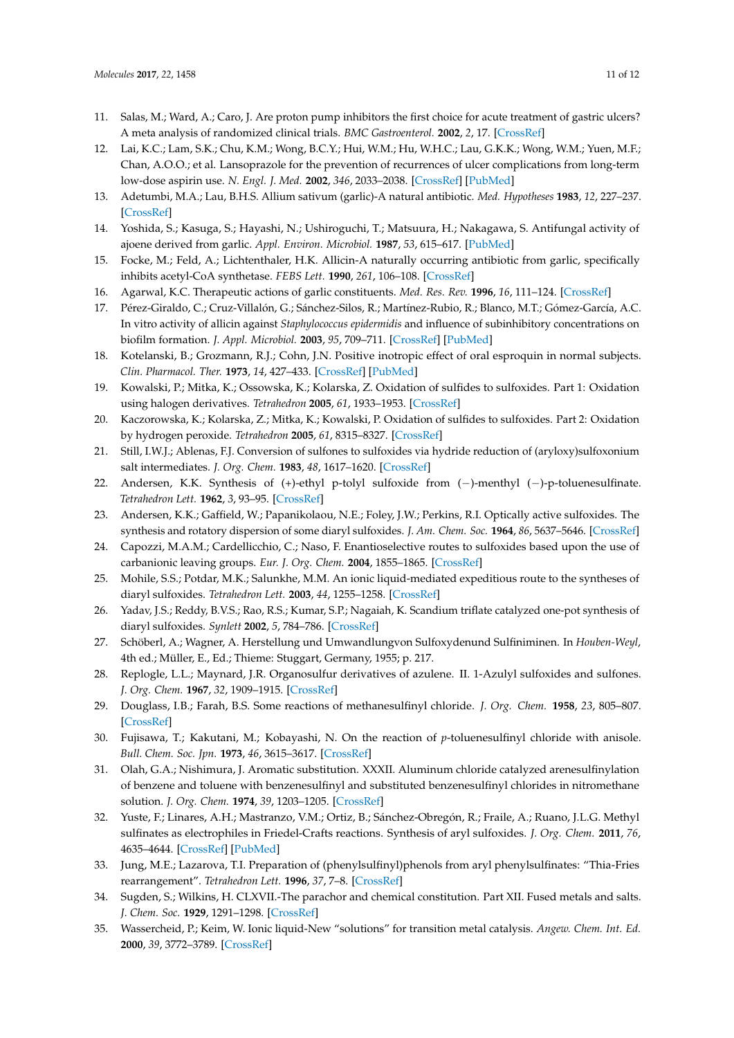11. Salas, M.; Ward, A.; Caro, J. Are proton pump inhibitors the first choice for acute treatment of gastric ulcers? A meta analysis of randomized clinical trials. *BMC Gastroenterol.* **2002**, *2*, 17. [CrossRef]
12. Lai, K.C.; Lam, S.K.; Chu, K.M.; Wong, B.C.Y.; Hui, W.M.; Hu, W.H.C.; Lau, G.K.K.; Wong, W.M.; Yuen, M.F.; Chan, A.O.O.; et al. Lansoprazole for the prevention of recurrences of ulcer complications from long-term low-dose aspirin use. *N. Engl. J. Med.* **2002**, *346*, 2033–2038. [CrossRef] [PubMed]
13. Adetumbi, M.A.; Lau, B.H.S. Allium sativum (garlic)-A natural antibiotic. *Med. Hypotheses* **1983**, *12*, 227–237. [CrossRef]
14. Yoshida, S.; Kasuga, S.; Hayashi, N.; Ushiroguchi, T.; Matsuura, H.; Nakagawa, S. Antifungal activity of ajoene derived from garlic. *Appl. Environ. Microbiol.* **1987**, *53*, 615–617. [PubMed]
15. Focke, M.; Feld, A.; Lichtenthaler, H.K. Allicin-A naturally occurring antibiotic from garlic, specifically inhibits acetyl-CoA synthetase. *FEBS Lett.* **1990**, *261*, 106–108. [CrossRef]
16. Agarwal, K.C. Therapeutic actions of garlic constituents. *Med. Res. Rev.* **1996**, *16*, 111–124. [CrossRef]
17. Pérez-Giraldo, C.; Cruz-Villalón, G.; Sánchez-Silos, R.; Martínez-Rubio, R.; Blanco, M.T.; Gómez-García, A.C. In vitro activity of allicin against *Staphylococcus epidermidis* and influence of subinhibitory concentrations on biofilm formation. *J. Appl. Microbiol.* **2003**, *95*, 709–711. [CrossRef] [PubMed]
18. Kotelanski, B.; Grozmann, R.J.; Cohn, J.N. Positive inotropic effect of oral esproquin in normal subjects. *Clin. Pharmacol. Ther.* **1973**, *14*, 427–433. [CrossRef] [PubMed]
19. Kowalski, P.; Mitka, K.; Ossowska, K.; Kolarska, Z. Oxidation of sulfides to sulfoxides. Part 1: Oxidation using halogen derivatives. *Tetrahedron* **2005**, *61*, 1933–1953. [CrossRef]
20. Kaczorowska, K.; Kolarska, Z.; Mitka, K.; Kowalski, P. Oxidation of sulfides to sulfoxides. Part 2: Oxidation by hydrogen peroxide. *Tetrahedron* **2005**, *61*, 8315–8327. [CrossRef]
21. Still, I.W.J.; Ablenas, F.J. Conversion of sulfones to sulfoxides via hydride reduction of (aryloxy)sulfoxonium salt intermediates. *J. Org. Chem.* **1983**, *48*, 1617–1620. [CrossRef]
22. Andersen, K.K. Synthesis of (+)-ethyl p-tolyl sulfoxide from (−)-menthyl (−)-p-toluenesulfinate. *Tetrahedron Lett.* **1962**, *3*, 93–95. [CrossRef]
23. Andersen, K.K.; Gaffield, W.; Papanikolaou, N.E.; Foley, J.W.; Perkins, R.I. Optically active sulfoxides. The synthesis and rotatory dispersion of some diaryl sulfoxides. *J. Am. Chem. Soc.* **1964**, *86*, 5637–5646. [CrossRef]
24. Capozzi, M.A.M.; Cardellicchio, C.; Naso, F. Enantioselective routes to sulfoxides based upon the use of carbanionic leaving groups. *Eur. J. Org. Chem.* **2004**, 1855–1865. [CrossRef]
25. Mohile, S.S.; Potdar, M.K.; Salunkhe, M.M. An ionic liquid-mediated expeditious route to the syntheses of diaryl sulfoxides. *Tetrahedron Lett.* **2003**, *44*, 1255–1258. [CrossRef]
26. Yadav, J.S.; Reddy, B.V.S.; Rao, R.S.; Kumar, S.P.; Nagaiah, K. Scandium triflate catalyzed one-pot synthesis of diaryl sulfoxides. *Synlett* **2002**, *5*, 784–786. [CrossRef]
27. Schöberl, A.; Wagner, A. Herstellung und Umwandlungvon Sulfoxydenund Sulfiniminen. In *Houben-Weyl*, 4th ed.; Müller, E., Ed.; Thieme: Stuggart, Germany, 1955; p. 217.
28. Replogle, L.L.; Maynard, J.R. Organosulfur derivatives of azulene. II. 1-Azulyl sulfoxides and sulfones. *J. Org. Chem.* **1967**, *32*, 1909–1915. [CrossRef]
29. Douglass, I.B.; Farah, B.S. Some reactions of methanesulfinyl chloride. *J. Org. Chem.* **1958**, *23*, 805–807. [CrossRef]
30. Fujisawa, T.; Kakutani, M.; Kobayashi, N. On the reaction of *p*-toluenesulfinyl chloride with anisole. *Bull. Chem. Soc. Jpn.* **1973**, *46*, 3615–3617. [CrossRef]
31. Olah, G.A.; Nishimura, J. Aromatic substitution. XXXII. Aluminum chloride catalyzed arenesulfinylation of benzene and toluene with benzenesulfinyl and substituted benzenesulfinyl chlorides in nitromethane solution. *J. Org. Chem.* **1974**, *39*, 1203–1205. [CrossRef]
32. Yuste, F.; Linares, A.H.; Mastranzo, V.M.; Ortiz, B.; Sánchez-Obregón, R.; Fraile, A.; Ruano, J.L.G. Methyl sulfinates as electrophiles in Friedel-Crafts reactions. Synthesis of aryl sulfoxides. *J. Org. Chem.* **2011**, *76*, 4635–4644. [CrossRef] [PubMed]
33. Jung, M.E.; Lazarova, T.I. Preparation of (phenylsulfinyl)phenols from aryl phenylsulfinates: "Thia-Fries rearrangement". *Tetrahedron Lett.* **1996**, *37*, 7–8. [CrossRef]
34. Sugden, S.; Wilkins, H. CLXVII.-The parachor and chemical constitution. Part XII. Fused metals and salts. *J. Chem. Soc.* **1929**, 1291–1298. [CrossRef]
35. Wasserscheid, P.; Keim, W. Ionic liquid-New "solutions" for transition metal catalysis. *Angew. Chem. Int. Ed.* **2000**, *39*, 3772–3789. [CrossRef]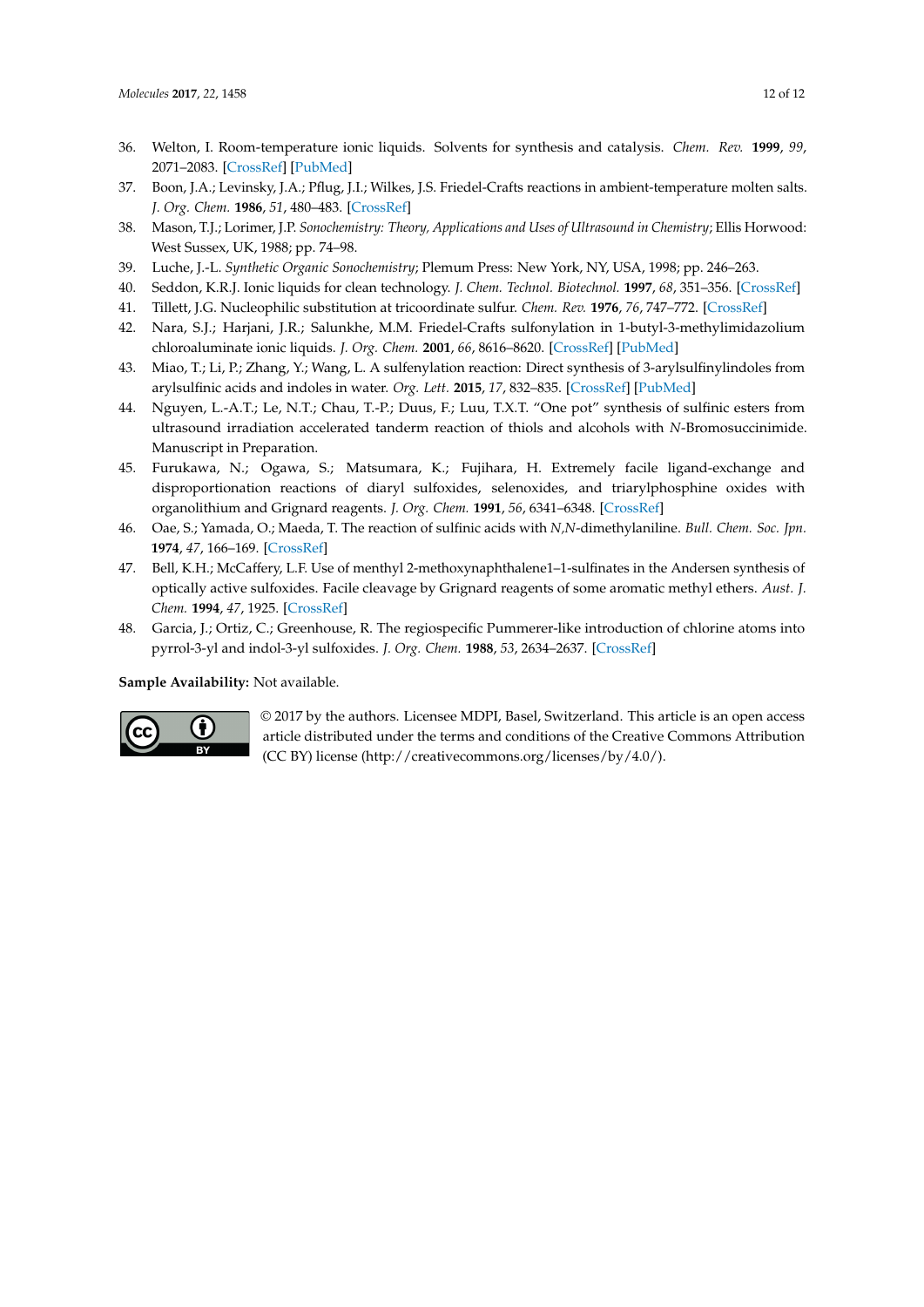36. Welton, I. Room-temperature ionic liquids. Solvents for synthesis and catalysis. *Chem. Rev.* **1999**, *99*, 2071–2083. [CrossRef] [PubMed]
37. Boon, J.A.; Levinsky, J.A.; Pflug, J.I.; Wilkes, J.S. Friedel-Crafts reactions in ambient-temperature molten salts. *J. Org. Chem.* **1986**, *51*, 480–483. [CrossRef]
38. Mason, T.J.; Lorimer, J.P. *Sonochemistry: Theory, Applications and Uses of Ultrasound in Chemistry*; Ellis Horwood: West Sussex, UK, 1988; pp. 74–98.
39. Luche, J.-L. *Synthetic Organic Sonochemistry*; Plemum Press: New York, NY, USA, 1998; pp. 246–263.
40. Seddon, K.R.J. Ionic liquids for clean technology. *J. Chem. Technol. Biotechnol.* **1997**, *68*, 351–356. [CrossRef]
41. Tillett, J.G. Nucleophilic substitution at tricoordinate sulfur. *Chem. Rev.* **1976**, *76*, 747–772. [CrossRef]
42. Nara, S.J.; Harjani, J.R.; Salunkhe, M.M. Friedel-Crafts sulfonylation in 1-butyl-3-methylimidazolium chloroaluminate ionic liquids. *J. Org. Chem.* **2001**, *66*, 8616–8620. [CrossRef] [PubMed]
43. Miao, T.; Li, P.; Zhang, Y.; Wang, L. A sulfenylation reaction: Direct synthesis of 3-arylsulfinylindoles from arylsulfinic acids and indoles in water. *Org. Lett.* **2015**, *17*, 832–835. [CrossRef] [PubMed]
44. Nguyen, L.-A.T.; Le, N.T.; Chau, T.-P.; Duus, F.; Luu, T.X.T. "One pot" synthesis of sulfinic esters from ultrasound irradiation accelerated tanderm reaction of thiols and alcohols with *N*-Bromosuccinimide. Manuscript in Preparation.
45. Furukawa, N.; Ogawa, S.; Matsumara, K.; Fujihara, H. Extremely facile ligand-exchange and disproportionation reactions of diaryl sulfoxides, selenoxides, and triarylphosphine oxides with organolithium and Grignard reagents. *J. Org. Chem.* **1991**, *56*, 6341–6348. [CrossRef]
46. Oae, S.; Yamada, O.; Maeda, T. The reaction of sulfinic acids with *N,N*-dimethylaniline. *Bull. Chem. Soc. Jpn.* **1974**, *47*, 166–169. [CrossRef]
47. Bell, K.H.; McCaffery, L.F. Use of menthyl 2-methoxynaphthalene1–1-sulfinates in the Andersen synthesis of optically active sulfoxides. Facile cleavage by Grignard reagents of some aromatic methyl ethers. *Aust. J. Chem.* **1994**, *47*, 1925. [CrossRef]
48. Garcia, J.; Ortiz, C.; Greenhouse, R. The regiospecific Pummerer-like introduction of chlorine atoms into pyrrol-3-yl and indol-3-yl sulfoxides. *J. Org. Chem.* **1988**, *53*, 2634–2637. [CrossRef]

**Sample Availability:** Not available.

© 2017 by the authors. Licensee MDPI, Basel, Switzerland. This article is an open access article distributed under the terms and conditions of the Creative Commons Attribution (CC BY) license (http://creativecommons.org/licenses/by/4.0/).